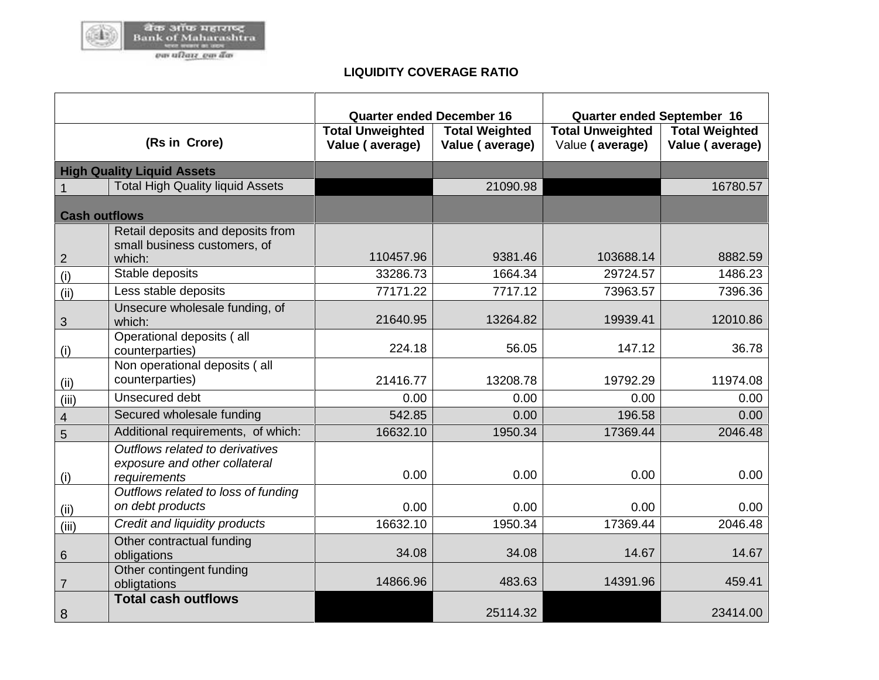बैंक ऑफ महाराष्ट्र
Bank of Maharashtra
एक परिवार एक बैंक

## LIQUIDITY COVERAGE RATIO

| | | Quarter ended December 16 | | Quarter ended September 16 | |
|---|---|---|---|---|---|
| (Rs in Crore) | | Total Unweighted Value ( average) | Total Weighted Value ( average) | Total Unweighted Value ( average) | Total Weighted Value ( average) |
| **High Quality Liquid Assets** | | | | | |
| 1 | Total High Quality liquid Assets | | 21090.98 | | 16780.57 |
| **Cash outflows** | | | | | |
| 2 | Retail deposits and deposits from small business customers, of which: | 110457.96 | 9381.46 | 103688.14 | 8882.59 |
| (i) | Stable deposits | 33286.73 | 1664.34 | 29724.57 | 1486.23 |
| (ii) | Less stable deposits | 77171.22 | 7717.12 | 73963.57 | 7396.36 |
| 3 | Unsecure wholesale funding, of which: | 21640.95 | 13264.82 | 19939.41 | 12010.86 |
| (i) | Operational deposits ( all counterparties) | 224.18 | 56.05 | 147.12 | 36.78 |
| (ii) | Non operational deposits ( all counterparties) | 21416.77 | 13208.78 | 19792.29 | 11974.08 |
| (iii) | Unsecured debt | 0.00 | 0.00 | 0.00 | 0.00 |
| 4 | Secured wholesale funding | 542.85 | 0.00 | 196.58 | 0.00 |
| 5 | Additional requirements, of which: | 16632.10 | 1950.34 | 17369.44 | 2046.48 |
| (i) | *Outflows related to derivatives exposure and other collateral requirements* | 0.00 | 0.00 | 0.00 | 0.00 |
| (ii) | *Outflows related to loss of funding on debt products* | 0.00 | 0.00 | 0.00 | 0.00 |
| (iii) | *Credit and liquidity products* | 16632.10 | 1950.34 | 17369.44 | 2046.48 |
| 6 | Other contractual funding obligations | 34.08 | 34.08 | 14.67 | 14.67 |
| 7 | Other contingent funding obligtations | 14866.96 | 483.63 | 14391.96 | 459.41 |
| 8 | **Total cash outflows** | | 25114.32 | | 23414.00 |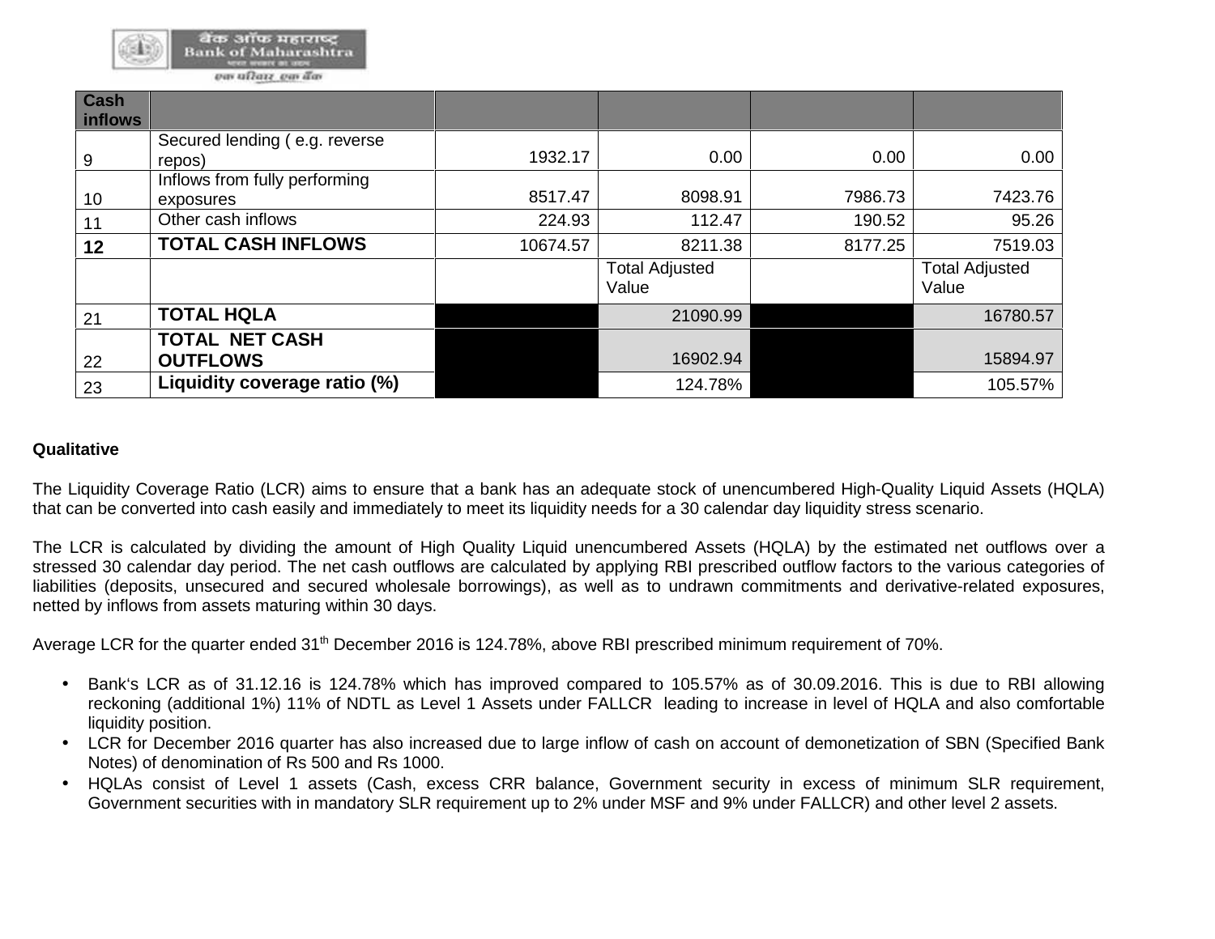| Cash inflows | | | | | |
|---|---|---|---|---|---|
| 9 | Secured lending ( e.g. reverse repos) | 1932.17 | 0.00 | 0.00 | 0.00 |
| 10 | Inflows from fully performing exposures | 8517.47 | 8098.91 | 7986.73 | 7423.76 |
| 11 | Other cash inflows | 224.93 | 112.47 | 190.52 | 95.26 |
| **12** | **TOTAL CASH INFLOWS** | 10674.57 | 8211.38 | 8177.25 | 7519.03 |
| | | | Total Adjusted Value | | Total Adjusted Value |
| 21 | **TOTAL HQLA** | | 21090.99 | | 16780.57 |
| 22 | **TOTAL NET CASH OUTFLOWS** | | 16902.94 | | 15894.97 |
| 23 | **Liquidity coverage ratio (%)** | | 124.78% | | 105.57% |

**Qualitative**

The Liquidity Coverage Ratio (LCR) aims to ensure that a bank has an adequate stock of unencumbered High-Quality Liquid Assets (HQLA) that can be converted into cash easily and immediately to meet its liquidity needs for a 30 calendar day liquidity stress scenario.

The LCR is calculated by dividing the amount of High Quality Liquid unencumbered Assets (HQLA) by the estimated net outflows over a stressed 30 calendar day period. The net cash outflows are calculated by applying RBI prescribed outflow factors to the various categories of liabilities (deposits, unsecured and secured wholesale borrowings), as well as to undrawn commitments and derivative-related exposures, netted by inflows from assets maturing within 30 days.

Average LCR for the quarter ended 31th December 2016 is 124.78%, above RBI prescribed minimum requirement of 70%.

- Bank's LCR as of 31.12.16 is 124.78% which has improved compared to 105.57% as of 30.09.2016. This is due to RBI allowing reckoning (additional 1%) 11% of NDTL as Level 1 Assets under FALLCR leading to increase in level of HQLA and also comfortable liquidity position.
- LCR for December 2016 quarter has also increased due to large inflow of cash on account of demonetization of SBN (Specified Bank Notes) of denomination of Rs 500 and Rs 1000.
- HQLAs consist of Level 1 assets (Cash, excess CRR balance, Government security in excess of minimum SLR requirement, Government securities with in mandatory SLR requirement up to 2% under MSF and 9% under FALLCR) and other level 2 assets.